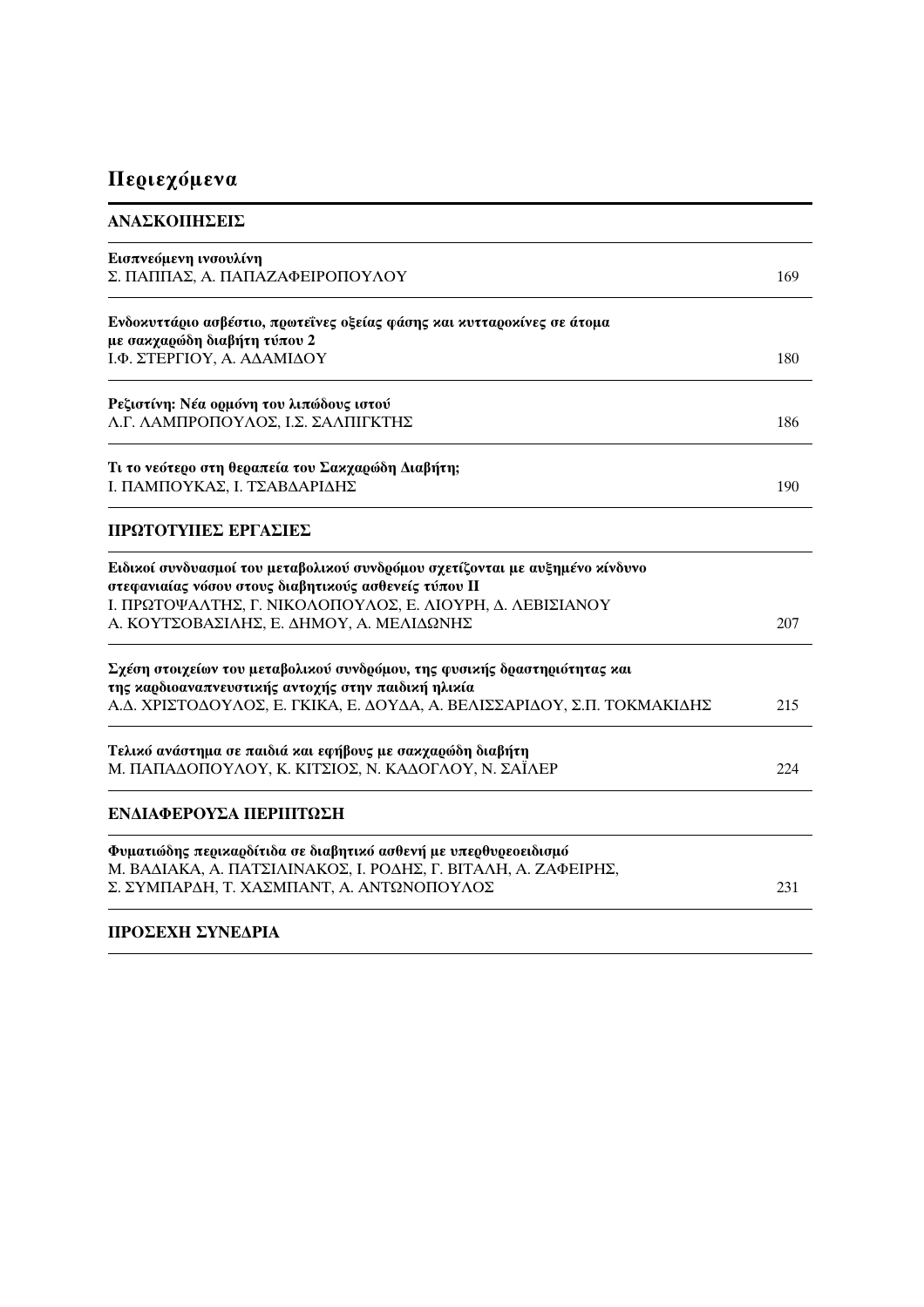# Περιεχόμενα

## ΑΝΑΣΚΟΠΗΣΕΙΣ

**Εισπνεόμενη ινσουλίνη**
Σ. ΠΑΠΠΑΣ, Α. ΠΑΠΑΖΑΦΕΙΡΟΠΟΥΛΟΥ — 169

**Ενδοκυττάριο ασβέστιο, πρωτεΐνες οξείας φάσης και κυτταροκίνες σε άτομα με σακχαρώδη διαβήτη τύπου 2**
Ι.Φ. ΣΤΕΡΓΙΟΥ, Α. ΑΔΑΜΙΔΟΥ — 180

**Ρεζιστίνη: Νέα ορμόνη του λιπώδους ιστού**
Λ.Γ. ΛΑΜΠΡΟΠΟΥΛΟΣ, Ι.Σ. ΣΑΛΠΙΓΚΤΗΣ — 186

**Τι το νεότερο στη θεραπεία του Σακχαρώδη Διαβήτη;**
Ι. ΠΑΜΠΟΥΚΑΣ, Ι. ΤΣΑΒΔΑΡΙΔΗΣ — 190

## ΠΡΩΤΟΤΥΠΕΣ ΕΡΓΑΣΙΕΣ

**Ειδικοί συνδυασμοί του μεταβολικού συνδρόμου σχετίζονται με αυξημένο κίνδυνο στεφανιαίας νόσου στους διαβητικούς ασθενείς τύπου ΙΙ**
Ι. ΠΡΩΤΟΨΑΛΤΗΣ, Γ. ΝΙΚΟΛΟΠΟΥΛΟΣ, Ε. ΛΙΟΥΡΗ, Δ. ΛΕΒΙΣΙΑΝΟΥ
Α. ΚΟΥΤΣΟΒΑΣΙΛΗΣ, Ε. ΔΗΜΟΥ, Α. ΜΕΛΙΔΩΝΗΣ — 207

**Σχέση στοιχείων του μεταβολικού συνδρόμου, της φυσικής δραστηριότητας και της καρδιοαναπνευστικής αντοχής στην παιδική ηλικία**
Α.Δ. ΧΡΙΣΤΟΔΟΥΛΟΣ, Ε. ΓΚΙΚΑ, Ε. ΔΟΥΔΑ, Α. ΒΕΛΙΣΣΑΡΙΔΟΥ, Σ.Π. ΤΟΚΜΑΚΙΔΗΣ — 215

**Τελικό ανάστημα σε παιδιά και εφήβους με σακχαρώδη διαβήτη**
Μ. ΠΑΠΑΔΟΠΟΥΛΟΥ, Κ. ΚΙΤΣΙΟΣ, Ν. ΚΑΔΟΓΛΟΥ, Ν. ΣΑΪΛΕΡ — 224

## ΕΝΔΙΑΦΕΡΟΥΣΑ ΠΕΡΙΠΤΩΣΗ

**Φυματιώδης περικαρδίτιδα σε διαβητικό ασθενή με υπερθυρεοειδισμό**
Μ. ΒΑΔΙΑΚΑ, Α. ΠΑΤΣΙΛΙΝΑΚΟΣ, Ι. ΡΟΔΗΣ, Γ. ΒΙΤΑΛΗ, Α. ΖΑΦΕΙΡΗΣ,
Σ. ΣΥΜΠΑΡΔΗ, Τ. ΧΑΣΜΠΑΝΤ, Α. ΑΝΤΩΝΟΠΟΥΛΟΣ — 231

## ΠΡΟΣΕΧΗ ΣΥΝΕΔΡΙΑ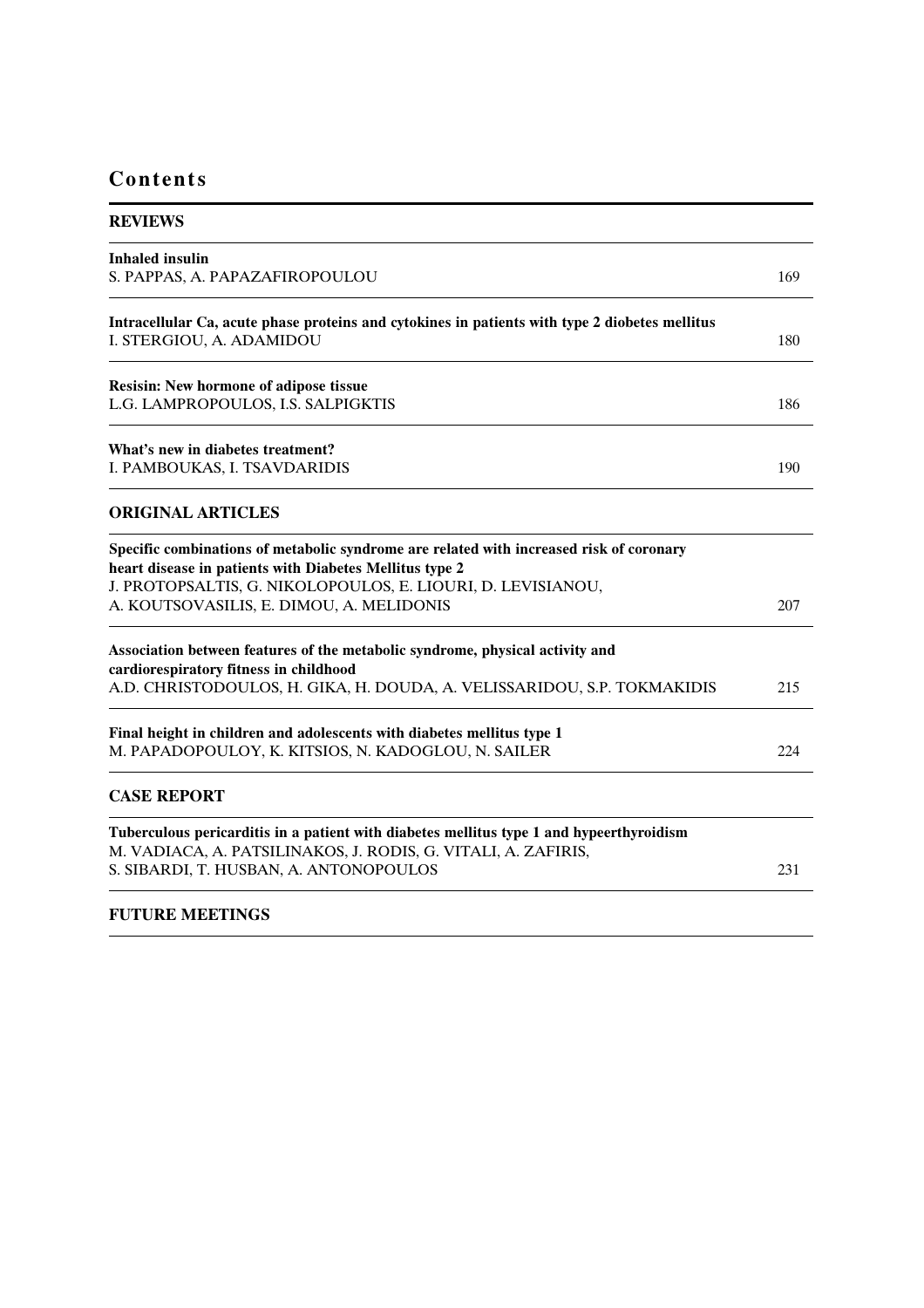# Contents

## REVIEWS

**Inhaled insulin**
S. PAPPAS, A. PAPAZAFIROPOULOU — 169

**Intracellular Ca, acute phase proteins and cytokines in patients with type 2 diobetes mellitus**
I. STERGIOU, A. ADAMIDOU — 180

**Resisin: New hormone of adipose tissue**
L.G. LAMPROPOULOS, I.S. SALPIGKTIS — 186

**What's new in diabetes treatment?**
I. PAMBOUKAS, I. TSAVDARIDIS — 190

## ORIGINAL ARTICLES

**Specific combinations of metabolic syndrome are related with increased risk of coronary heart disease in patients with Diabetes Mellitus type 2**
J. PROTOPSALTIS, G. NIKOLOPOULOS, E. LIOURI, D. LEVISIANOU, A. KOUTSOVASILIS, E. DIMOU, A. MELIDONIS — 207

**Association between features of the metabolic syndrome, physical activity and cardiorespiratory fitness in childhood**
A.D. CHRISTODOULOS, H. GIKA, H. DOUDA, A. VELISSARIDOU, S.P. TOKMAKIDIS — 215

**Final height in children and adolescents with diabetes mellitus type 1**
M. PAPADOPOULOY, K. KITSIOS, N. KADOGLOU, N. SAILER — 224

## CASE REPORT

**Tuberculous pericarditis in a patient with diabetes mellitus type 1 and hypeerthyroidism**
M. VADIACA, A. PATSILINAKOS, J. RODIS, G. VITALI, A. ZAFIRIS, S. SIBARDI, T. HUSBAN, A. ANTONOPOULOS — 231

## FUTURE MEETINGS